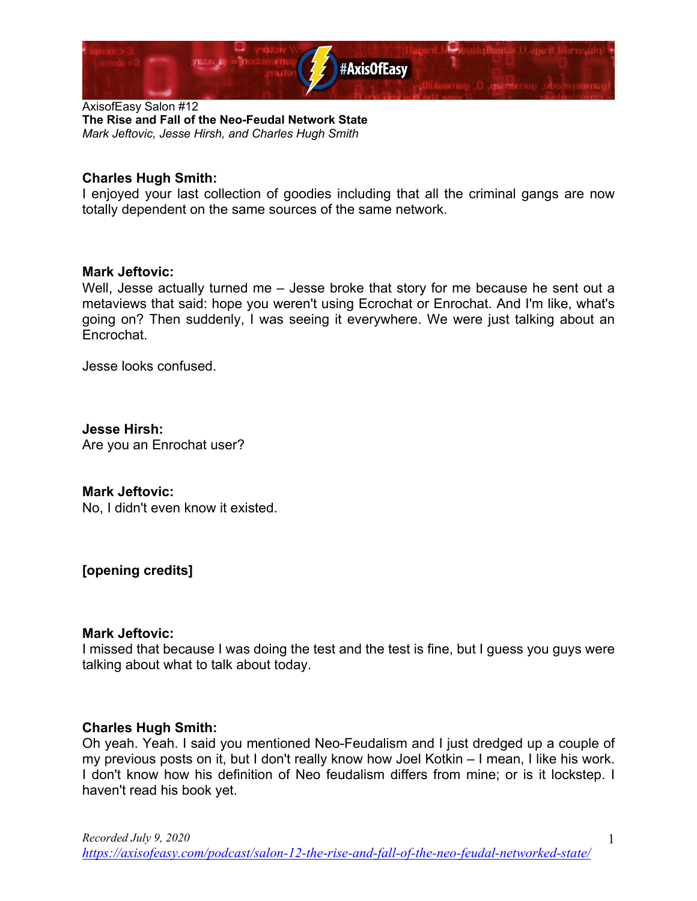AxisofEasy Salon #12

**The Rise and Fall of the Neo-Feudal Network State**

*Mark Jeftovic, Jesse Hirsh, and Charles Hugh Smith*

**Charles Hugh Smith:**
I enjoyed your last collection of goodies including that all the criminal gangs are now totally dependent on the same sources of the same network.

**Mark Jeftovic:**
Well, Jesse actually turned me – Jesse broke that story for me because he sent out a metaviews that said: hope you weren't using Ecrochat or Enrochat. And I'm like, what's going on? Then suddenly, I was seeing it everywhere. We were just talking about an Encrochat.

Jesse looks confused.

**Jesse Hirsh:**
Are you an Enrochat user?

**Mark Jeftovic:**
No, I didn't even know it existed.

**[opening credits]**

**Mark Jeftovic:**
I missed that because I was doing the test and the test is fine, but I guess you guys were talking about what to talk about today.

**Charles Hugh Smith:**
Oh yeah. Yeah. I said you mentioned Neo-Feudalism and I just dredged up a couple of my previous posts on it, but I don't really know how Joel Kotkin – I mean, I like his work. I don't know how his definition of Neo feudalism differs from mine; or is it lockstep. I haven't read his book yet.

*Recorded July 9, 2020*
*https://axisofeasy.com/podcast/salon-12-the-rise-and-fall-of-the-neo-feudal-networked-state/*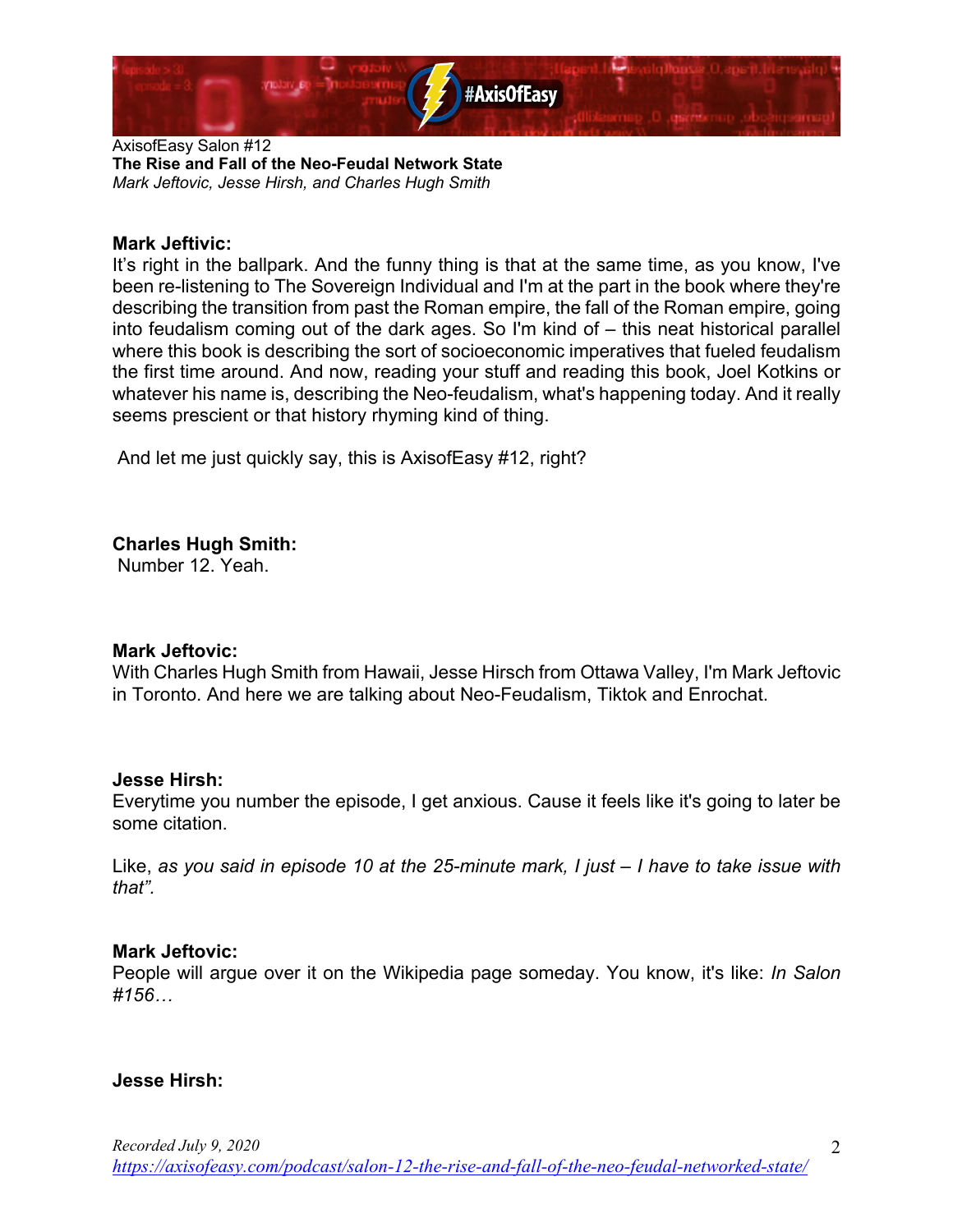AxisofEasy Salon #12
**The Rise and Fall of the Neo-Feudal Network State**
*Mark Jeftovic, Jesse Hirsh, and Charles Hugh Smith*

**Mark Jeftivic:**
It's right in the ballpark. And the funny thing is that at the same time, as you know, I've been re-listening to The Sovereign Individual and I'm at the part in the book where they're describing the transition from past the Roman empire, the fall of the Roman empire, going into feudalism coming out of the dark ages. So I'm kind of – this neat historical parallel where this book is describing the sort of socioeconomic imperatives that fueled feudalism the first time around. And now, reading your stuff and reading this book, Joel Kotkins or whatever his name is, describing the Neo-feudalism, what's happening today. And it really seems prescient or that history rhyming kind of thing.

And let me just quickly say, this is AxisofEasy #12, right?

**Charles Hugh Smith:**
Number 12. Yeah.

**Mark Jeftovic:**
With Charles Hugh Smith from Hawaii, Jesse Hirsch from Ottawa Valley, I'm Mark Jeftovic in Toronto. And here we are talking about Neo-Feudalism, Tiktok and Enrochat.

**Jesse Hirsh:**
Everytime you number the episode, I get anxious. Cause it feels like it's going to later be some citation.

Like, *as you said in episode 10 at the 25-minute mark, I just – I have to take issue with that".*

**Mark Jeftovic:**
People will argue over it on the Wikipedia page someday. You know, it's like: *In Salon #156…*

**Jesse Hirsh:**

*Recorded July 9, 2020*
https://axisofeasy.com/podcast/salon-12-the-rise-and-fall-of-the-neo-feudal-networked-state/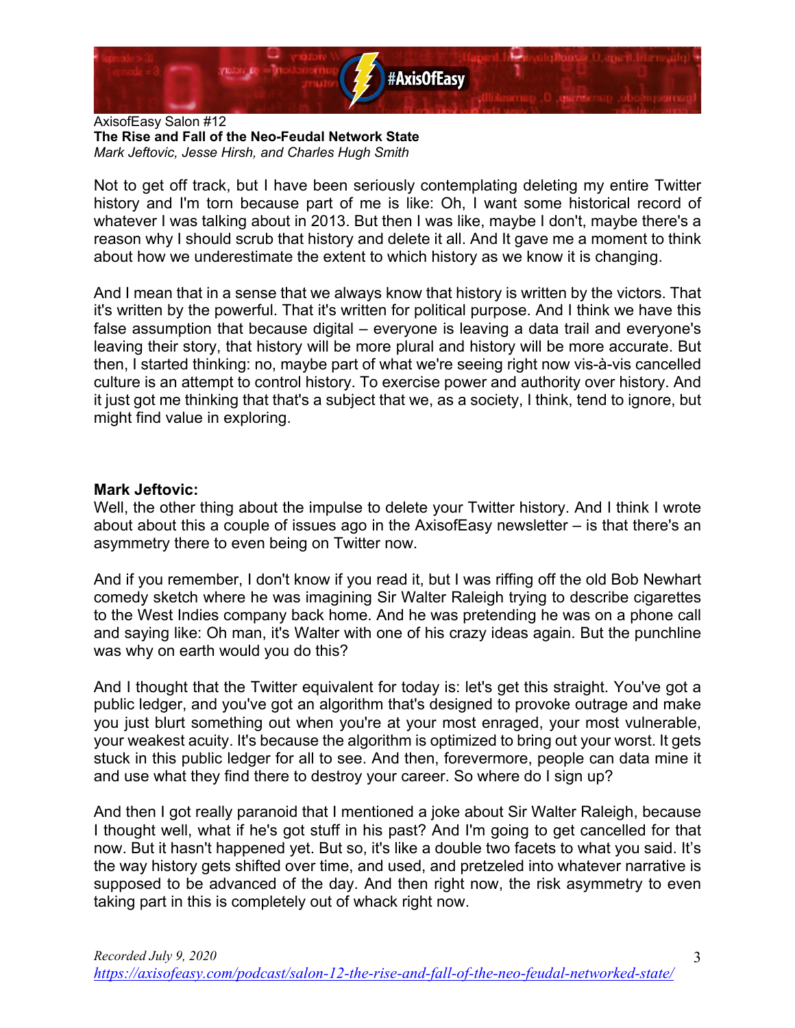Not to get off track, but I have been seriously contemplating deleting my entire Twitter history and I'm torn because part of me is like: Oh, I want some historical record of whatever I was talking about in 2013. But then I was like, maybe I don't, maybe there's a reason why I should scrub that history and delete it all. And It gave me a moment to think about how we underestimate the extent to which history as we know it is changing.

And I mean that in a sense that we always know that history is written by the victors. That it's written by the powerful. That it's written for political purpose. And I think we have this false assumption that because digital – everyone is leaving a data trail and everyone's leaving their story, that history will be more plural and history will be more accurate. But then, I started thinking: no, maybe part of what we're seeing right now vis-à-vis cancelled culture is an attempt to control history. To exercise power and authority over history. And it just got me thinking that that's a subject that we, as a society, I think, tend to ignore, but might find value in exploring.

**Mark Jeftovic:**
Well, the other thing about the impulse to delete your Twitter history. And I think I wrote about about this a couple of issues ago in the AxisofEasy newsletter – is that there's an asymmetry there to even being on Twitter now.

And if you remember, I don't know if you read it, but I was riffing off the old Bob Newhart comedy sketch where he was imagining Sir Walter Raleigh trying to describe cigarettes to the West Indies company back home. And he was pretending he was on a phone call and saying like: Oh man, it's Walter with one of his crazy ideas again. But the punchline was why on earth would you do this?

And I thought that the Twitter equivalent for today is: let's get this straight. You've got a public ledger, and you've got an algorithm that's designed to provoke outrage and make you just blurt something out when you're at your most enraged, your most vulnerable, your weakest acuity. It's because the algorithm is optimized to bring out your worst. It gets stuck in this public ledger for all to see. And then, forevermore, people can data mine it and use what they find there to destroy your career. So where do I sign up?

And then I got really paranoid that I mentioned a joke about Sir Walter Raleigh, because I thought well, what if he's got stuff in his past? And I'm going to get cancelled for that now. But it hasn't happened yet. But so, it's like a double two facets to what you said. It's the way history gets shifted over time, and used, and pretzeled into whatever narrative is supposed to be advanced of the day. And then right now, the risk asymmetry to even taking part in this is completely out of whack right now.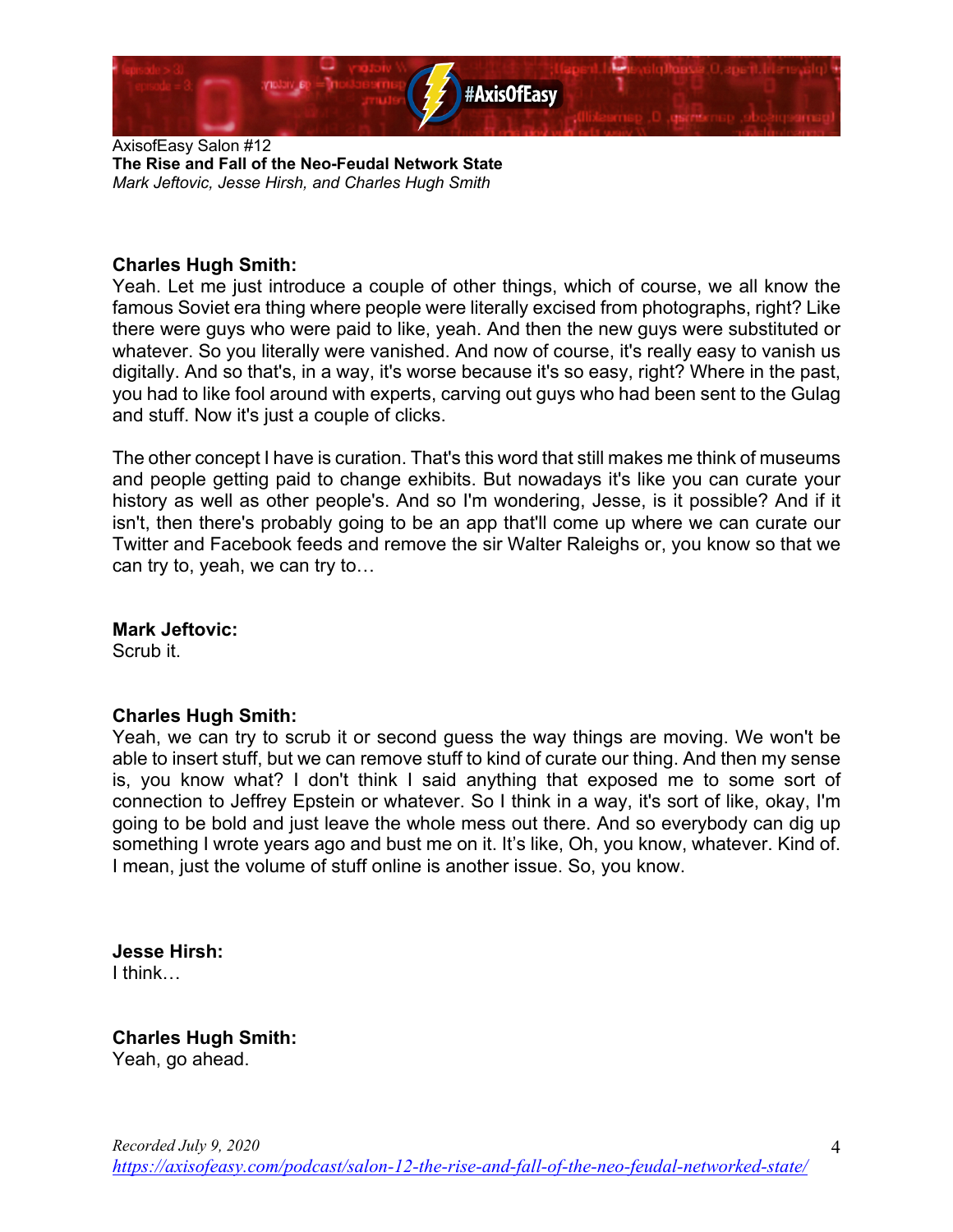**Charles Hugh Smith:**
Yeah. Let me just introduce a couple of other things, which of course, we all know the famous Soviet era thing where people were literally excised from photographs, right? Like there were guys who were paid to like, yeah. And then the new guys were substituted or whatever. So you literally were vanished. And now of course, it's really easy to vanish us digitally. And so that's, in a way, it's worse because it's so easy, right? Where in the past, you had to like fool around with experts, carving out guys who had been sent to the Gulag and stuff. Now it's just a couple of clicks.

The other concept I have is curation. That's this word that still makes me think of museums and people getting paid to change exhibits. But nowadays it's like you can curate your history as well as other people's. And so I'm wondering, Jesse, is it possible? And if it isn't, then there's probably going to be an app that'll come up where we can curate our Twitter and Facebook feeds and remove the sir Walter Raleighs or, you know so that we can try to, yeah, we can try to…

**Mark Jeftovic:**
Scrub it.

**Charles Hugh Smith:**
Yeah, we can try to scrub it or second guess the way things are moving. We won't be able to insert stuff, but we can remove stuff to kind of curate our thing. And then my sense is, you know what? I don't think I said anything that exposed me to some sort of connection to Jeffrey Epstein or whatever. So I think in a way, it's sort of like, okay, I'm going to be bold and just leave the whole mess out there. And so everybody can dig up something I wrote years ago and bust me on it. It's like, Oh, you know, whatever. Kind of. I mean, just the volume of stuff online is another issue. So, you know.

**Jesse Hirsh:**
I think…

**Charles Hugh Smith:**
Yeah, go ahead.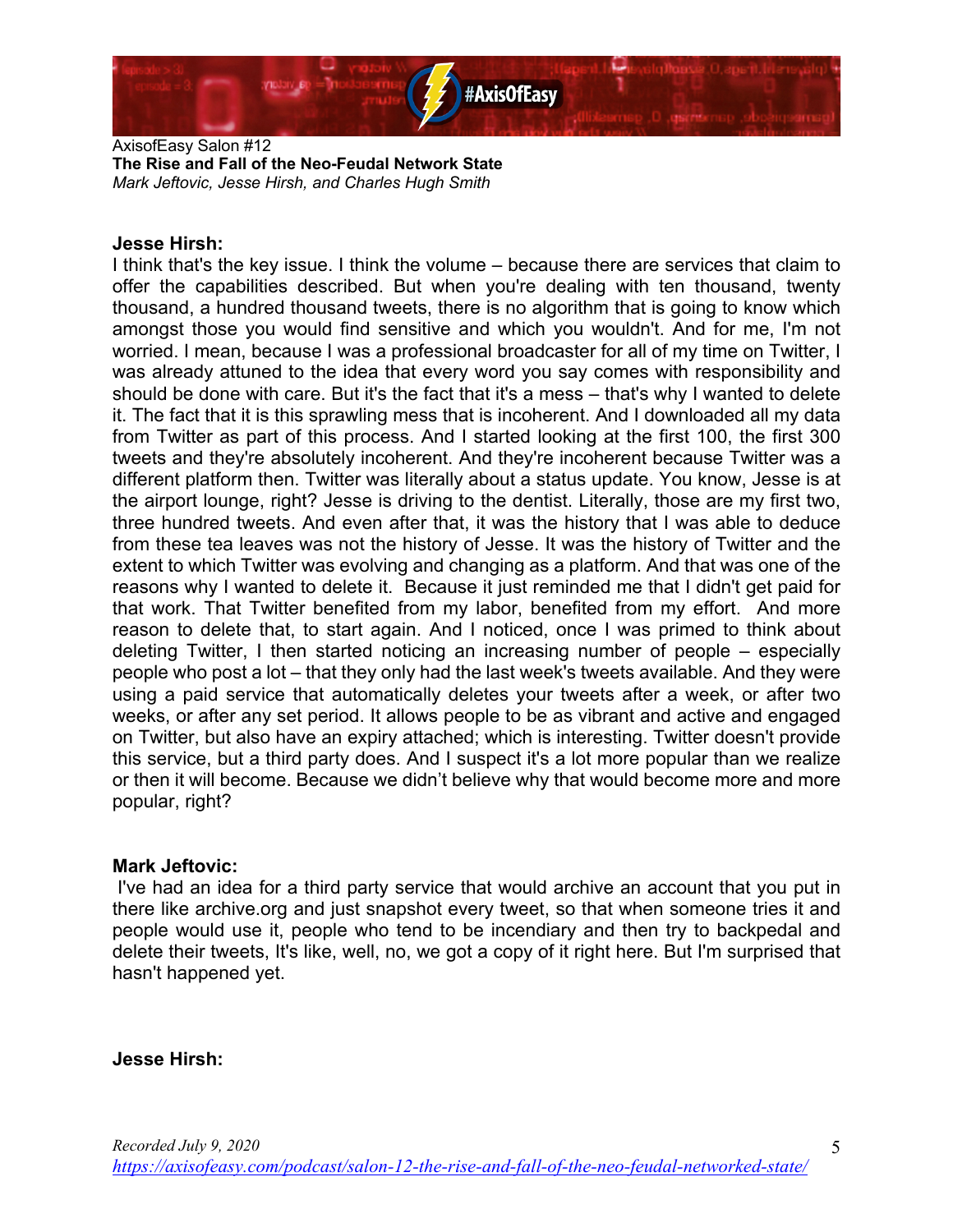**Jesse Hirsh:**

I think that's the key issue. I think the volume – because there are services that claim to offer the capabilities described. But when you're dealing with ten thousand, twenty thousand, a hundred thousand tweets, there is no algorithm that is going to know which amongst those you would find sensitive and which you wouldn't. And for me, I'm not worried. I mean, because I was a professional broadcaster for all of my time on Twitter, I was already attuned to the idea that every word you say comes with responsibility and should be done with care. But it's the fact that it's a mess – that's why I wanted to delete it. The fact that it is this sprawling mess that is incoherent. And I downloaded all my data from Twitter as part of this process. And I started looking at the first 100, the first 300 tweets and they're absolutely incoherent. And they're incoherent because Twitter was a different platform then. Twitter was literally about a status update. You know, Jesse is at the airport lounge, right? Jesse is driving to the dentist. Literally, those are my first two, three hundred tweets. And even after that, it was the history that I was able to deduce from these tea leaves was not the history of Jesse. It was the history of Twitter and the extent to which Twitter was evolving and changing as a platform. And that was one of the reasons why I wanted to delete it. Because it just reminded me that I didn't get paid for that work. That Twitter benefited from my labor, benefited from my effort. And more reason to delete that, to start again. And I noticed, once I was primed to think about deleting Twitter, I then started noticing an increasing number of people – especially people who post a lot – that they only had the last week's tweets available. And they were using a paid service that automatically deletes your tweets after a week, or after two weeks, or after any set period. It allows people to be as vibrant and active and engaged on Twitter, but also have an expiry attached; which is interesting. Twitter doesn't provide this service, but a third party does. And I suspect it's a lot more popular than we realize or then it will become. Because we didn't believe why that would become more and more popular, right?

**Mark Jeftovic:**

I've had an idea for a third party service that would archive an account that you put in there like archive.org and just snapshot every tweet, so that when someone tries it and people would use it, people who tend to be incendiary and then try to backpedal and delete their tweets, It's like, well, no, we got a copy of it right here. But I'm surprised that hasn't happened yet.

**Jesse Hirsh:**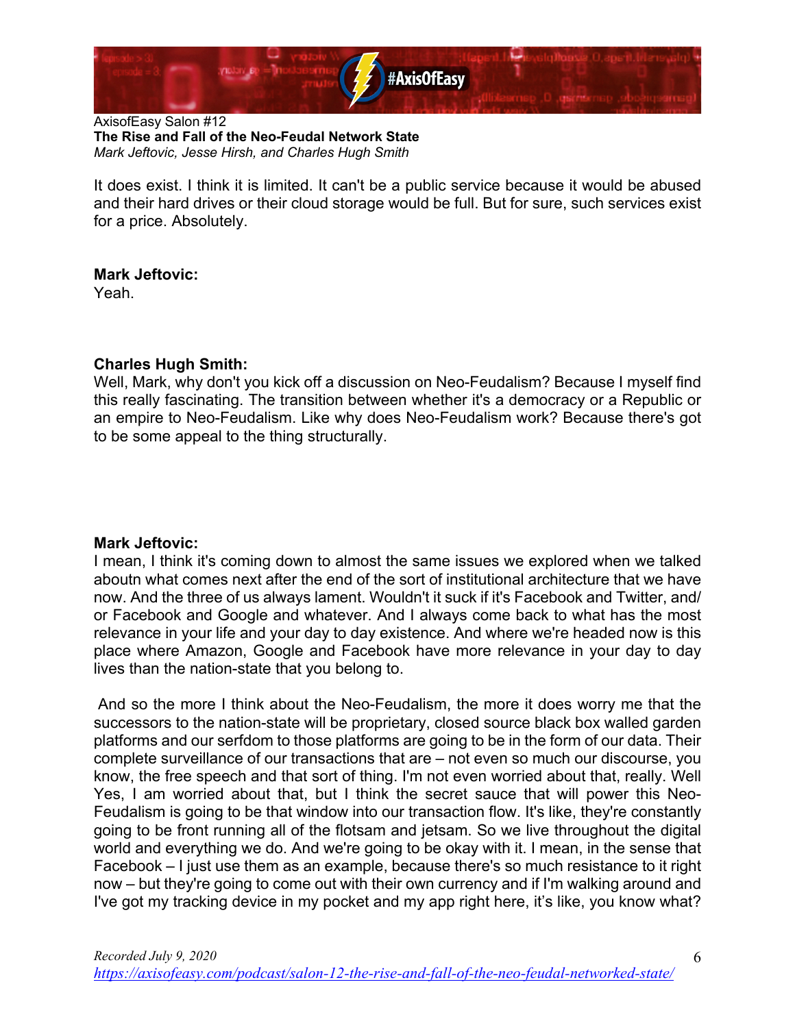It does exist. I think it is limited. It can't be a public service because it would be abused and their hard drives or their cloud storage would be full. But for sure, such services exist for a price. Absolutely.

**Mark Jeftovic:**
Yeah.

**Charles Hugh Smith:**
Well, Mark, why don't you kick off a discussion on Neo-Feudalism? Because I myself find this really fascinating. The transition between whether it's a democracy or a Republic or an empire to Neo-Feudalism. Like why does Neo-Feudalism work? Because there's got to be some appeal to the thing structurally.

**Mark Jeftovic:**
I mean, I think it's coming down to almost the same issues we explored when we talked aboutn what comes next after the end of the sort of institutional architecture that we have now. And the three of us always lament. Wouldn't it suck if it's Facebook and Twitter, and/or Facebook and Google and whatever. And I always come back to what has the most relevance in your life and your day to day existence. And where we're headed now is this place where Amazon, Google and Facebook have more relevance in your day to day lives than the nation-state that you belong to.

And so the more I think about the Neo-Feudalism, the more it does worry me that the successors to the nation-state will be proprietary, closed source black box walled garden platforms and our serfdom to those platforms are going to be in the form of our data. Their complete surveillance of our transactions that are – not even so much our discourse, you know, the free speech and that sort of thing. I'm not even worried about that, really. Well Yes, I am worried about that, but I think the secret sauce that will power this Neo-Feudalism is going to be that window into our transaction flow. It's like, they're constantly going to be front running all of the flotsam and jetsam. So we live throughout the digital world and everything we do. And we're going to be okay with it. I mean, in the sense that Facebook – I just use them as an example, because there's so much resistance to it right now – but they're going to come out with their own currency and if I'm walking around and I've got my tracking device in my pocket and my app right here, it's like, you know what?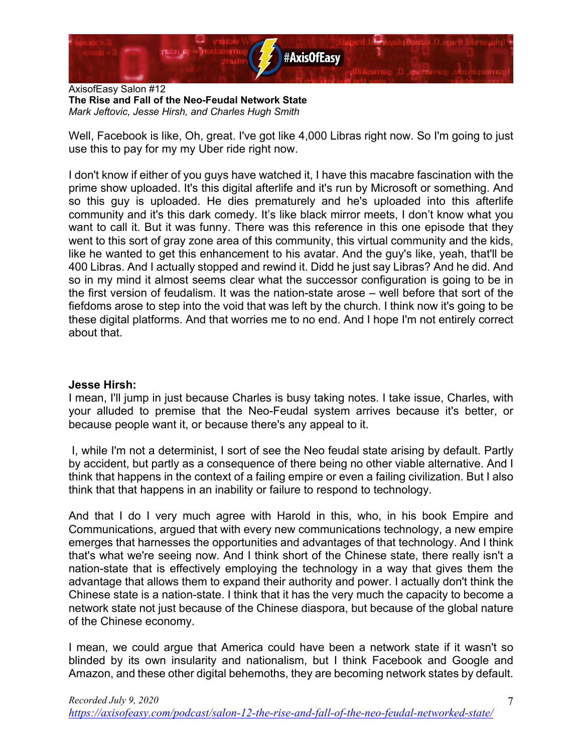Well, Facebook is like, Oh, great. I've got like 4,000 Libras right now. So I'm going to just use this to pay for my my Uber ride right now.

I don't know if either of you guys have watched it, I have this macabre fascination with the prime show uploaded. It's this digital afterlife and it's run by Microsoft or something. And so this guy is uploaded. He dies prematurely and he's uploaded into this afterlife community and it's this dark comedy. It's like black mirror meets, I don't know what you want to call it. But it was funny. There was this reference in this one episode that they went to this sort of gray zone area of this community, this virtual community and the kids, like he wanted to get this enhancement to his avatar. And the guy's like, yeah, that'll be 400 Libras. And I actually stopped and rewind it. Didd he just say Libras? And he did. And so in my mind it almost seems clear what the successor configuration is going to be in the first version of feudalism. It was the nation-state arose – well before that sort of the fiefdoms arose to step into the void that was left by the church. I think now it's going to be these digital platforms. And that worries me to no end. And I hope I'm not entirely correct about that.

**Jesse Hirsh:**
I mean, I'll jump in just because Charles is busy taking notes. I take issue, Charles, with your alluded to premise that the Neo-Feudal system arrives because it's better, or because people want it, or because there's any appeal to it.

I, while I'm not a determinist, I sort of see the Neo feudal state arising by default. Partly by accident, but partly as a consequence of there being no other viable alternative. And I think that happens in the context of a failing empire or even a failing civilization. But I also think that that happens in an inability or failure to respond to technology.

And that I do I very much agree with Harold in this, who, in his book Empire and Communications, argued that with every new communications technology, a new empire emerges that harnesses the opportunities and advantages of that technology. And I think that's what we're seeing now. And I think short of the Chinese state, there really isn't a nation-state that is effectively employing the technology in a way that gives them the advantage that allows them to expand their authority and power. I actually don't think the Chinese state is a nation-state. I think that it has the very much the capacity to become a network state not just because of the Chinese diaspora, but because of the global nature of the Chinese economy.

I mean, we could argue that America could have been a network state if it wasn't so blinded by its own insularity and nationalism, but I think Facebook and Google and Amazon, and these other digital behemoths, they are becoming network states by default.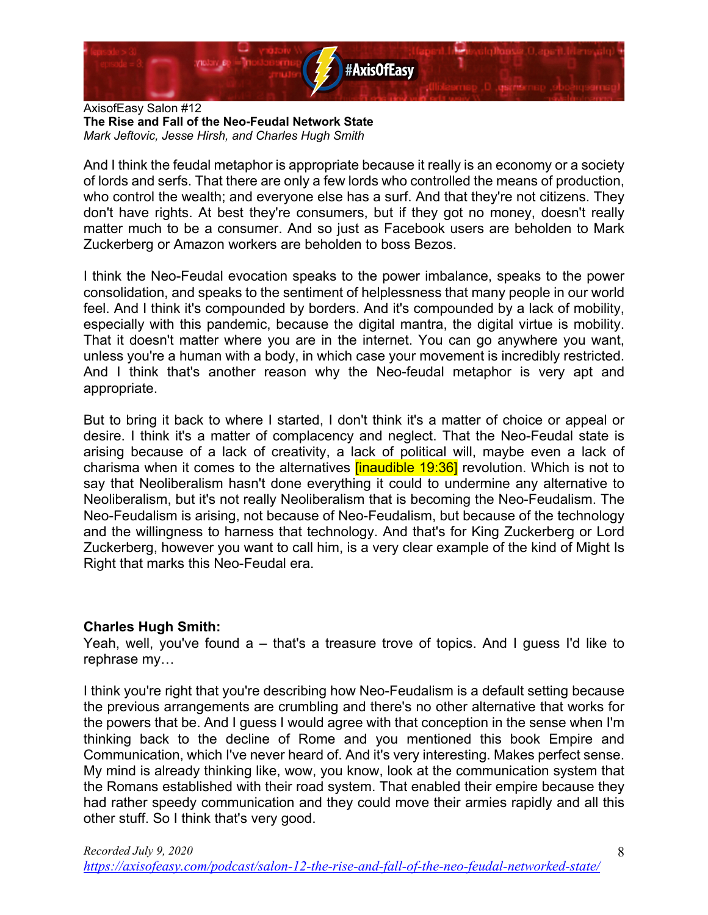And I think the feudal metaphor is appropriate because it really is an economy or a society of lords and serfs. That there are only a few lords who controlled the means of production, who control the wealth; and everyone else has a surf. And that they're not citizens. They don't have rights. At best they're consumers, but if they got no money, doesn't really matter much to be a consumer. And so just as Facebook users are beholden to Mark Zuckerberg or Amazon workers are beholden to boss Bezos.

I think the Neo-Feudal evocation speaks to the power imbalance, speaks to the power consolidation, and speaks to the sentiment of helplessness that many people in our world feel. And I think it's compounded by borders. And it's compounded by a lack of mobility, especially with this pandemic, because the digital mantra, the digital virtue is mobility. That it doesn't matter where you are in the internet. You can go anywhere you want, unless you're a human with a body, in which case your movement is incredibly restricted. And I think that's another reason why the Neo-feudal metaphor is very apt and appropriate.

But to bring it back to where I started, I don't think it's a matter of choice or appeal or desire. I think it's a matter of complacency and neglect. That the Neo-Feudal state is arising because of a lack of creativity, a lack of political will, maybe even a lack of charisma when it comes to the alternatives [inaudible 19:36] revolution. Which is not to say that Neoliberalism hasn't done everything it could to undermine any alternative to Neoliberalism, but it's not really Neoliberalism that is becoming the Neo-Feudalism. The Neo-Feudalism is arising, not because of Neo-Feudalism, but because of the technology and the willingness to harness that technology. And that's for King Zuckerberg or Lord Zuckerberg, however you want to call him, is a very clear example of the kind of Might Is Right that marks this Neo-Feudal era.

**Charles Hugh Smith:**
Yeah, well, you've found a – that's a treasure trove of topics. And I guess I'd like to rephrase my…

I think you're right that you're describing how Neo-Feudalism is a default setting because the previous arrangements are crumbling and there's no other alternative that works for the powers that be. And I guess I would agree with that conception in the sense when I'm thinking back to the decline of Rome and you mentioned this book Empire and Communication, which I've never heard of. And it's very interesting. Makes perfect sense. My mind is already thinking like, wow, you know, look at the communication system that the Romans established with their road system. That enabled their empire because they had rather speedy communication and they could move their armies rapidly and all this other stuff. So I think that's very good.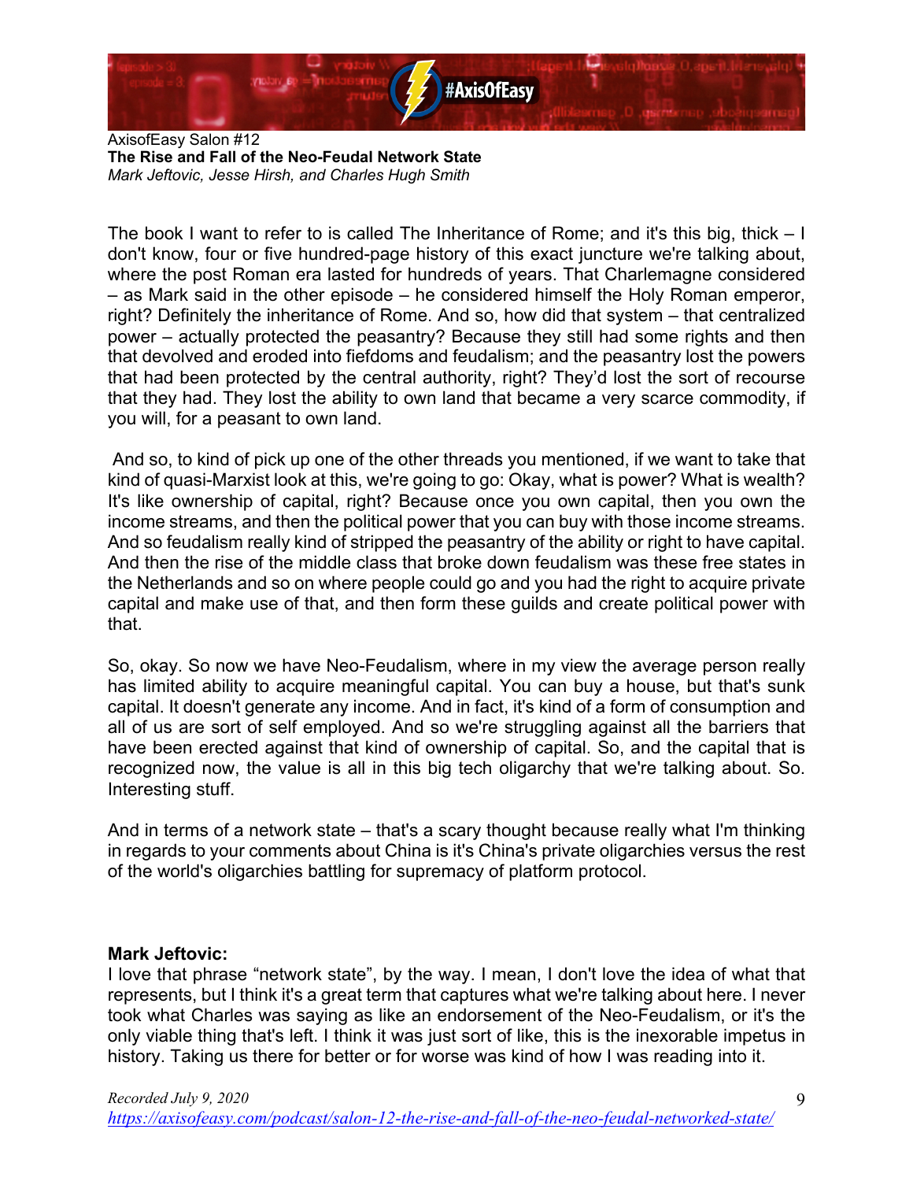The book I want to refer to is called The Inheritance of Rome; and it's this big, thick – I don't know, four or five hundred-page history of this exact juncture we're talking about, where the post Roman era lasted for hundreds of years. That Charlemagne considered – as Mark said in the other episode – he considered himself the Holy Roman emperor, right? Definitely the inheritance of Rome. And so, how did that system – that centralized power – actually protected the peasantry? Because they still had some rights and then that devolved and eroded into fiefdoms and feudalism; and the peasantry lost the powers that had been protected by the central authority, right? They'd lost the sort of recourse that they had. They lost the ability to own land that became a very scarce commodity, if you will, for a peasant to own land.

And so, to kind of pick up one of the other threads you mentioned, if we want to take that kind of quasi-Marxist look at this, we're going to go: Okay, what is power? What is wealth? It's like ownership of capital, right? Because once you own capital, then you own the income streams, and then the political power that you can buy with those income streams. And so feudalism really kind of stripped the peasantry of the ability or right to have capital. And then the rise of the middle class that broke down feudalism was these free states in the Netherlands and so on where people could go and you had the right to acquire private capital and make use of that, and then form these guilds and create political power with that.

So, okay. So now we have Neo-Feudalism, where in my view the average person really has limited ability to acquire meaningful capital. You can buy a house, but that's sunk capital. It doesn't generate any income. And in fact, it's kind of a form of consumption and all of us are sort of self employed. And so we're struggling against all the barriers that have been erected against that kind of ownership of capital. So, and the capital that is recognized now, the value is all in this big tech oligarchy that we're talking about. So. Interesting stuff.

And in terms of a network state – that's a scary thought because really what I'm thinking in regards to your comments about China is it's China's private oligarchies versus the rest of the world's oligarchies battling for supremacy of platform protocol.

**Mark Jeftovic:**
I love that phrase "network state", by the way. I mean, I don't love the idea of what that represents, but I think it's a great term that captures what we're talking about here. I never took what Charles was saying as like an endorsement of the Neo-Feudalism, or it's the only viable thing that's left. I think it was just sort of like, this is the inexorable impetus in history. Taking us there for better or for worse was kind of how I was reading into it.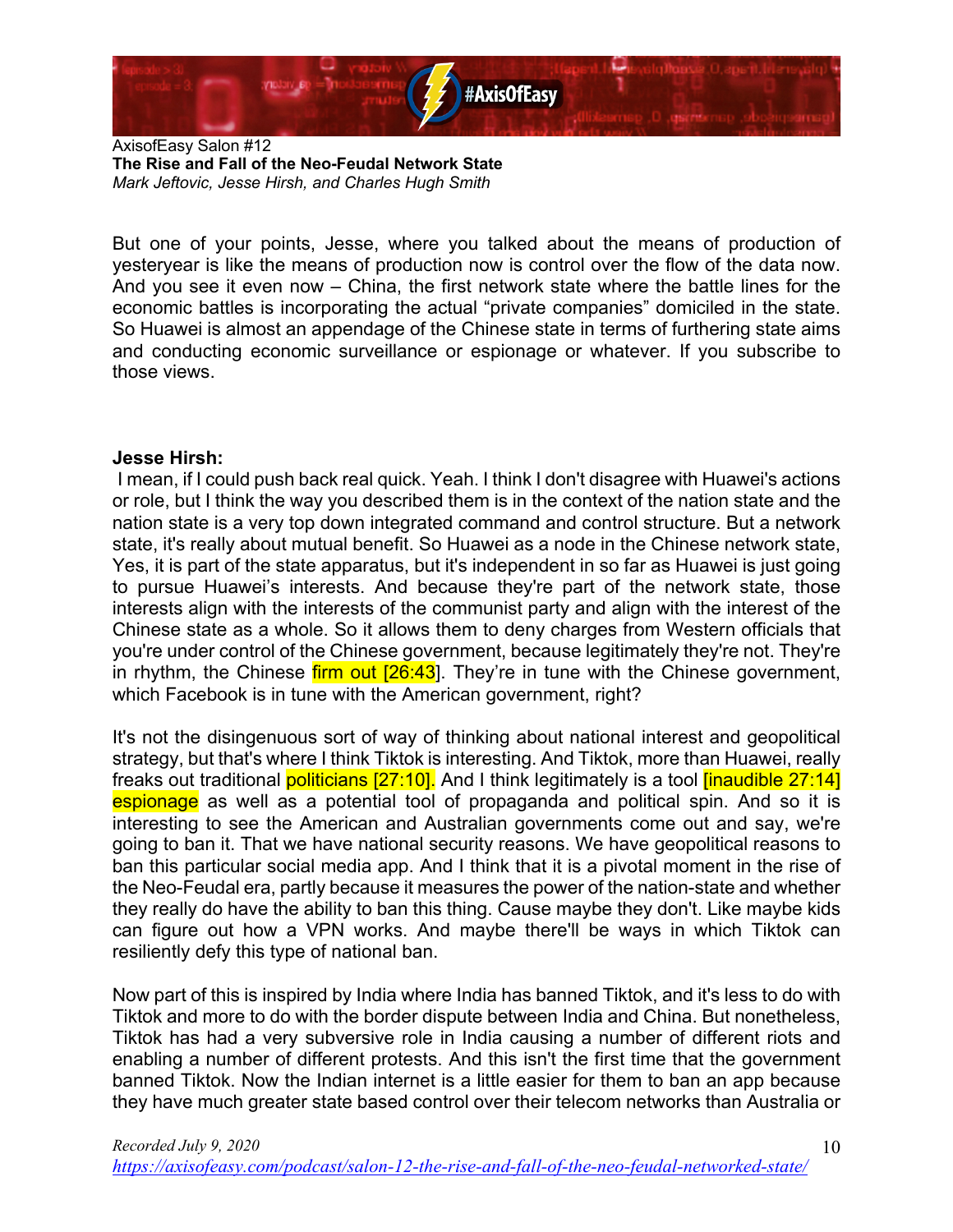But one of your points, Jesse, where you talked about the means of production of yesteryear is like the means of production now is control over the flow of the data now. And you see it even now – China, the first network state where the battle lines for the economic battles is incorporating the actual "private companies" domiciled in the state. So Huawei is almost an appendage of the Chinese state in terms of furthering state aims and conducting economic surveillance or espionage or whatever. If you subscribe to those views.

**Jesse Hirsh:**

I mean, if I could push back real quick. Yeah. I think I don't disagree with Huawei's actions or role, but I think the way you described them is in the context of the nation state and the nation state is a very top down integrated command and control structure. But a network state, it's really about mutual benefit. So Huawei as a node in the Chinese network state, Yes, it is part of the state apparatus, but it's independent in so far as Huawei is just going to pursue Huawei's interests. And because they're part of the network state, those interests align with the interests of the communist party and align with the interest of the Chinese state as a whole. So it allows them to deny charges from Western officials that you're under control of the Chinese government, because legitimately they're not. They're in rhythm, the Chinese firm out [26:43]. They're in tune with the Chinese government, which Facebook is in tune with the American government, right?

It's not the disingenuous sort of way of thinking about national interest and geopolitical strategy, but that's where I think Tiktok is interesting. And Tiktok, more than Huawei, really freaks out traditional politicians [27:10]. And I think legitimately is a tool [inaudible 27:14] espionage as well as a potential tool of propaganda and political spin. And so it is interesting to see the American and Australian governments come out and say, we're going to ban it. That we have national security reasons. We have geopolitical reasons to ban this particular social media app. And I think that it is a pivotal moment in the rise of the Neo-Feudal era, partly because it measures the power of the nation-state and whether they really do have the ability to ban this thing. Cause maybe they don't. Like maybe kids can figure out how a VPN works. And maybe there'll be ways in which Tiktok can resiliently defy this type of national ban.

Now part of this is inspired by India where India has banned Tiktok, and it's less to do with Tiktok and more to do with the border dispute between India and China. But nonetheless, Tiktok has had a very subversive role in India causing a number of different riots and enabling a number of different protests. And this isn't the first time that the government banned Tiktok. Now the Indian internet is a little easier for them to ban an app because they have much greater state based control over their telecom networks than Australia or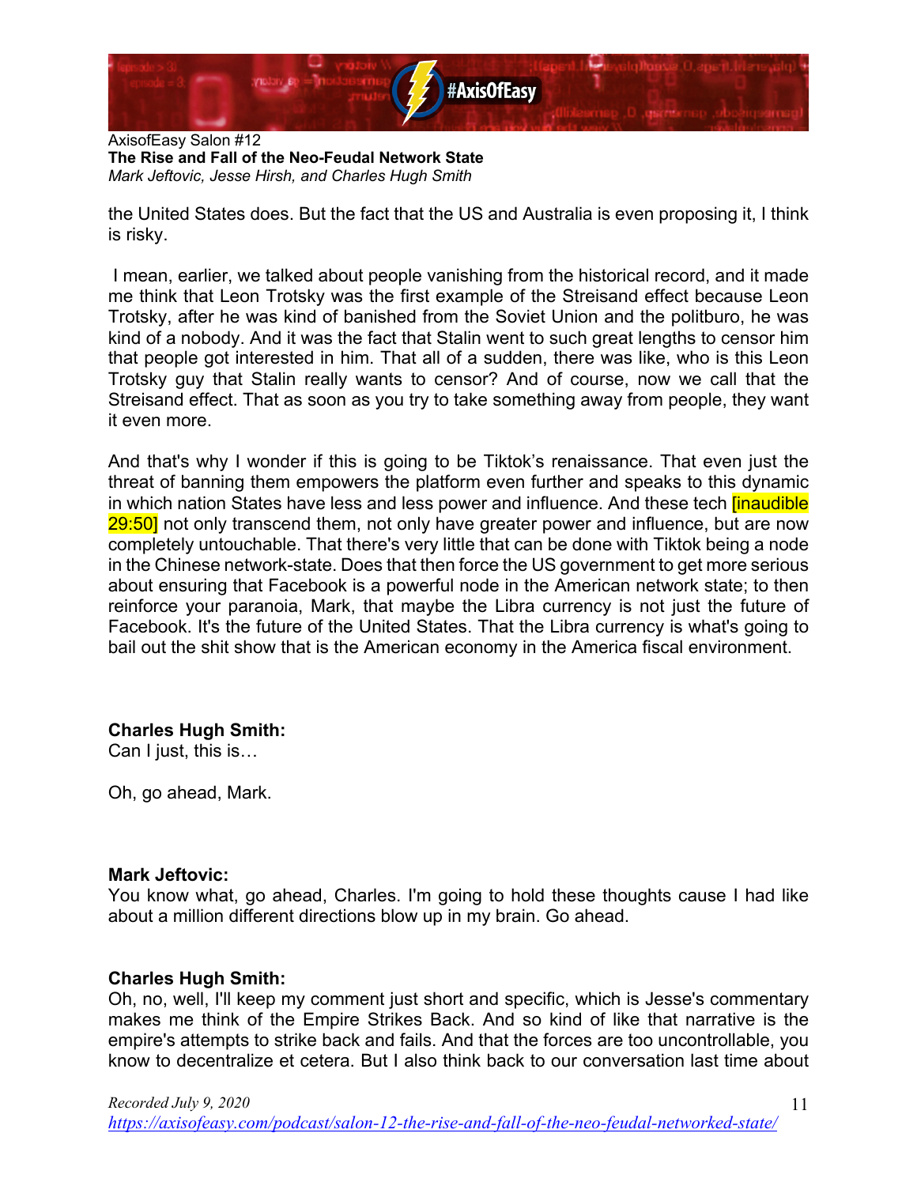the United States does. But the fact that the US and Australia is even proposing it, I think is risky.

I mean, earlier, we talked about people vanishing from the historical record, and it made me think that Leon Trotsky was the first example of the Streisand effect because Leon Trotsky, after he was kind of banished from the Soviet Union and the politburo, he was kind of a nobody. And it was the fact that Stalin went to such great lengths to censor him that people got interested in him. That all of a sudden, there was like, who is this Leon Trotsky guy that Stalin really wants to censor? And of course, now we call that the Streisand effect. That as soon as you try to take something away from people, they want it even more.

And that's why I wonder if this is going to be Tiktok's renaissance. That even just the threat of banning them empowers the platform even further and speaks to this dynamic in which nation States have less and less power and influence. And these tech [inaudible 29:50] not only transcend them, not only have greater power and influence, but are now completely untouchable. That there's very little that can be done with Tiktok being a node in the Chinese network-state. Does that then force the US government to get more serious about ensuring that Facebook is a powerful node in the American network state; to then reinforce your paranoia, Mark, that maybe the Libra currency is not just the future of Facebook. It's the future of the United States. That the Libra currency is what's going to bail out the shit show that is the American economy in the America fiscal environment.

**Charles Hugh Smith:**
Can I just, this is…

Oh, go ahead, Mark.

**Mark Jeftovic:**
You know what, go ahead, Charles. I'm going to hold these thoughts cause I had like about a million different directions blow up in my brain. Go ahead.

**Charles Hugh Smith:**
Oh, no, well, I'll keep my comment just short and specific, which is Jesse's commentary makes me think of the Empire Strikes Back. And so kind of like that narrative is the empire's attempts to strike back and fails. And that the forces are too uncontrollable, you know to decentralize et cetera. But I also think back to our conversation last time about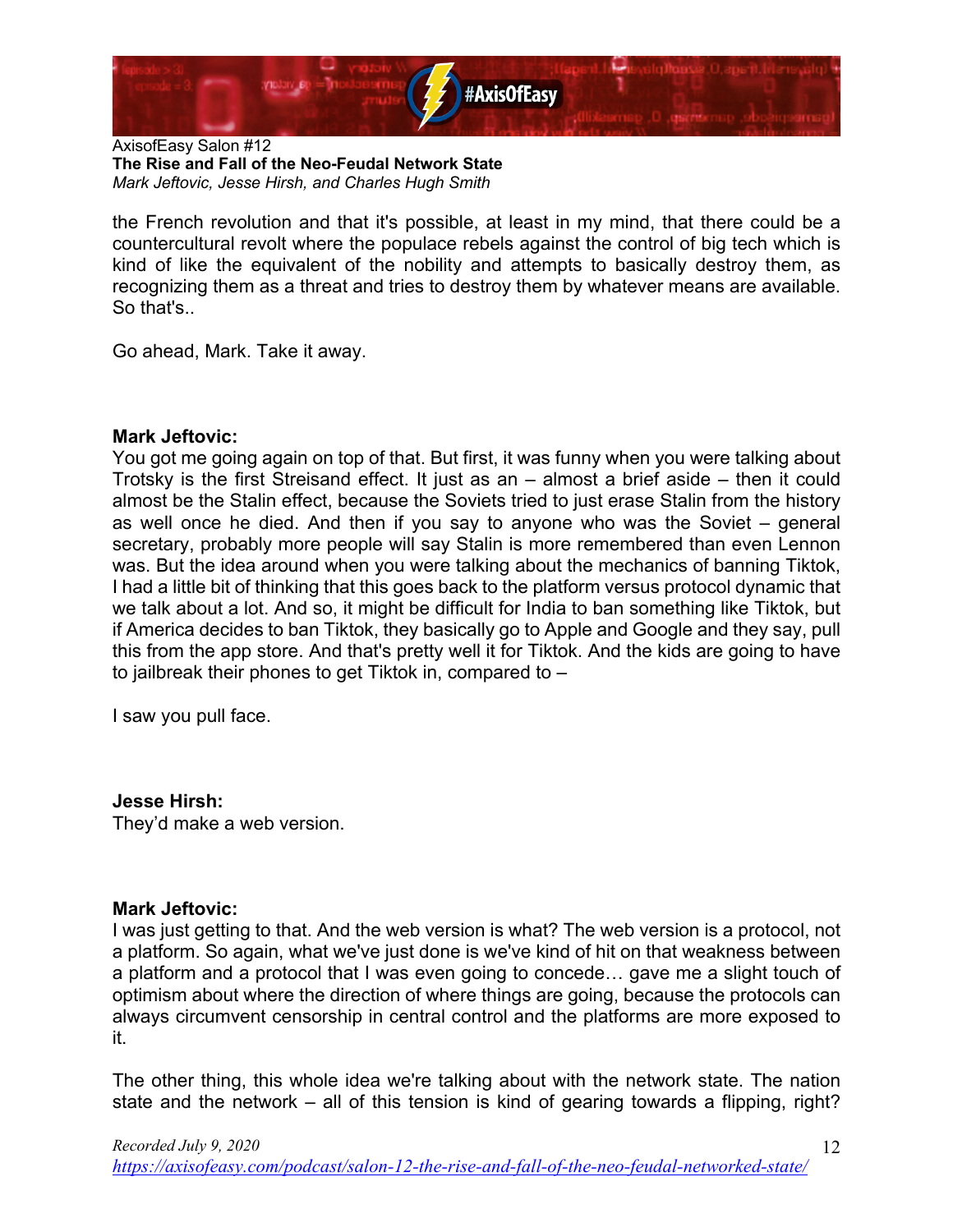the French revolution and that it's possible, at least in my mind, that there could be a countercultural revolt where the populace rebels against the control of big tech which is kind of like the equivalent of the nobility and attempts to basically destroy them, as recognizing them as a threat and tries to destroy them by whatever means are available. So that's..

Go ahead, Mark. Take it away.

**Mark Jeftovic:**
You got me going again on top of that. But first, it was funny when you were talking about Trotsky is the first Streisand effect. It just as an – almost a brief aside – then it could almost be the Stalin effect, because the Soviets tried to just erase Stalin from the history as well once he died. And then if you say to anyone who was the Soviet – general secretary, probably more people will say Stalin is more remembered than even Lennon was. But the idea around when you were talking about the mechanics of banning Tiktok, I had a little bit of thinking that this goes back to the platform versus protocol dynamic that we talk about a lot. And so, it might be difficult for India to ban something like Tiktok, but if America decides to ban Tiktok, they basically go to Apple and Google and they say, pull this from the app store. And that's pretty well it for Tiktok. And the kids are going to have to jailbreak their phones to get Tiktok in, compared to –

I saw you pull face.

**Jesse Hirsh:**
They'd make a web version.

**Mark Jeftovic:**
I was just getting to that. And the web version is what? The web version is a protocol, not a platform. So again, what we've just done is we've kind of hit on that weakness between a platform and a protocol that I was even going to concede… gave me a slight touch of optimism about where the direction of where things are going, because the protocols can always circumvent censorship in central control and the platforms are more exposed to it.

The other thing, this whole idea we're talking about with the network state. The nation state and the network – all of this tension is kind of gearing towards a flipping, right?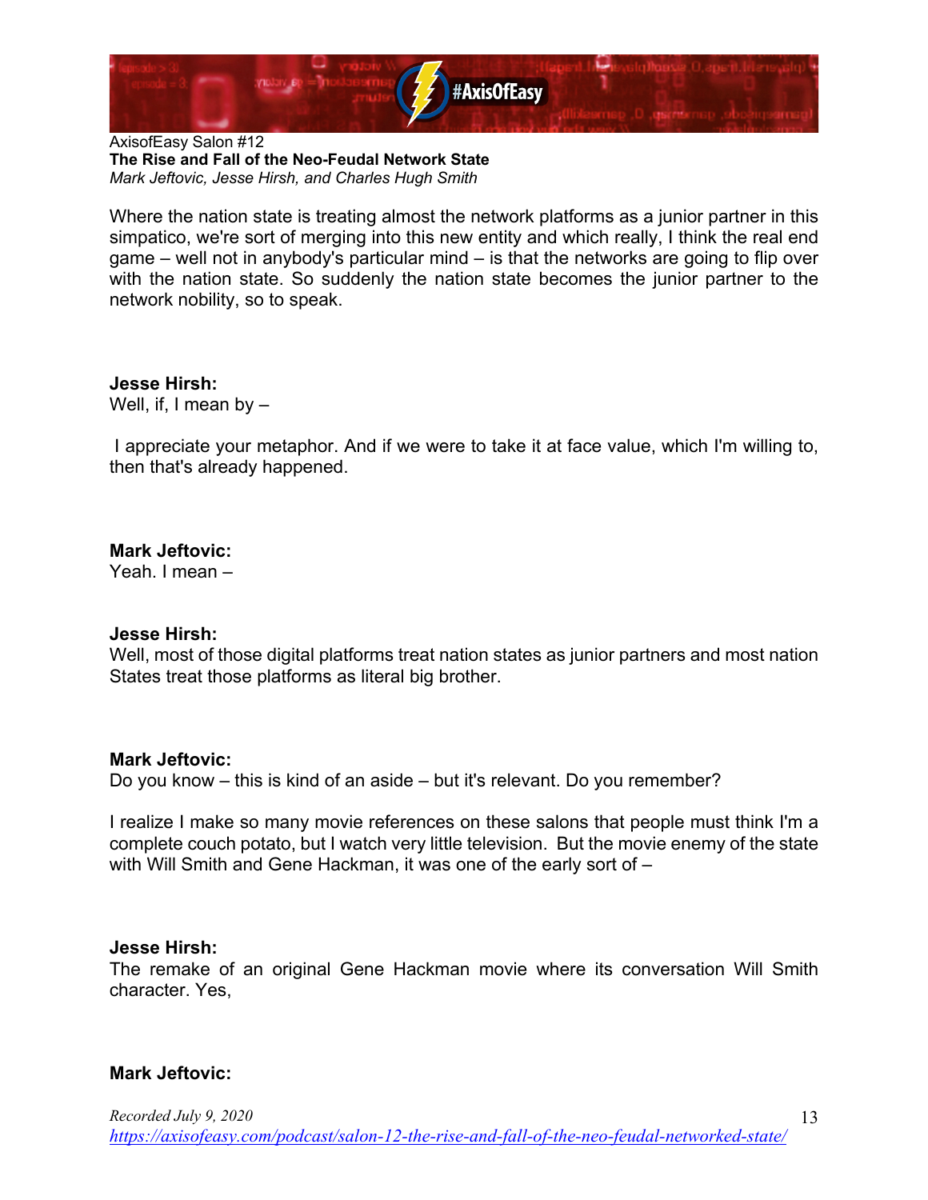Where the nation state is treating almost the network platforms as a junior partner in this simpatico, we're sort of merging into this new entity and which really, I think the real end game – well not in anybody's particular mind – is that the networks are going to flip over with the nation state. So suddenly the nation state becomes the junior partner to the network nobility, so to speak.

**Jesse Hirsh:**
Well, if, I mean by –

I appreciate your metaphor. And if we were to take it at face value, which I'm willing to, then that's already happened.

**Mark Jeftovic:**
Yeah. I mean –

**Jesse Hirsh:**
Well, most of those digital platforms treat nation states as junior partners and most nation States treat those platforms as literal big brother.

**Mark Jeftovic:**
Do you know – this is kind of an aside – but it's relevant. Do you remember?

I realize I make so many movie references on these salons that people must think I'm a complete couch potato, but I watch very little television. But the movie enemy of the state with Will Smith and Gene Hackman, it was one of the early sort of –

**Jesse Hirsh:**
The remake of an original Gene Hackman movie where its conversation Will Smith character. Yes,

**Mark Jeftovic:**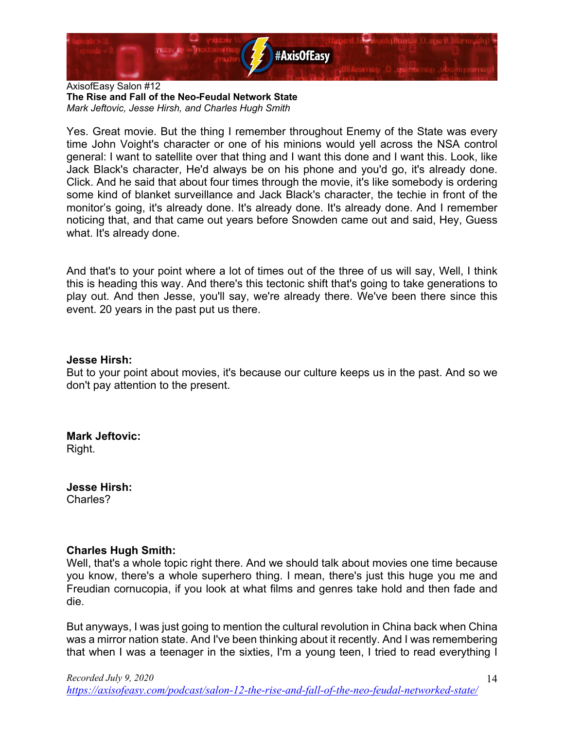Yes. Great movie. But the thing I remember throughout Enemy of the State was every time John Voight's character or one of his minions would yell across the NSA control general: I want to satellite over that thing and I want this done and I want this. Look, like Jack Black's character, He'd always be on his phone and you'd go, it's already done. Click. And he said that about four times through the movie, it's like somebody is ordering some kind of blanket surveillance and Jack Black's character, the techie in front of the monitor's going, it's already done. It's already done. It's already done. And I remember noticing that, and that came out years before Snowden came out and said, Hey, Guess what. It's already done.

And that's to your point where a lot of times out of the three of us will say, Well, I think this is heading this way. And there's this tectonic shift that's going to take generations to play out. And then Jesse, you'll say, we're already there. We've been there since this event. 20 years in the past put us there.

**Jesse Hirsh:**
But to your point about movies, it's because our culture keeps us in the past. And so we don't pay attention to the present.

**Mark Jeftovic:**
Right.

**Jesse Hirsh:**
Charles?

**Charles Hugh Smith:**
Well, that's a whole topic right there. And we should talk about movies one time because you know, there's a whole superhero thing. I mean, there's just this huge you me and Freudian cornucopia, if you look at what films and genres take hold and then fade and die.

But anyways, I was just going to mention the cultural revolution in China back when China was a mirror nation state. And I've been thinking about it recently. And I was remembering that when I was a teenager in the sixties, I'm a young teen, I tried to read everything I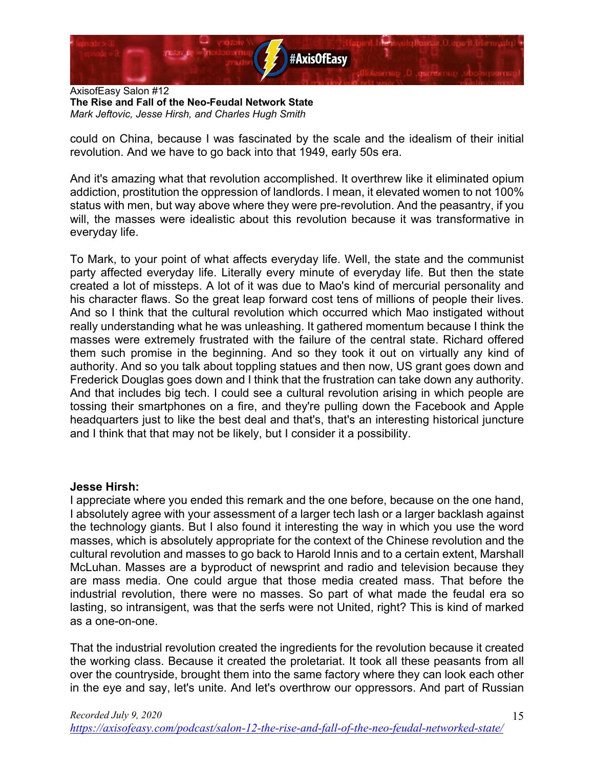could on China, because I was fascinated by the scale and the idealism of their initial revolution. And we have to go back into that 1949, early 50s era.

And it's amazing what that revolution accomplished. It overthrew like it eliminated opium addiction, prostitution the oppression of landlords. I mean, it elevated women to not 100% status with men, but way above where they were pre-revolution. And the peasantry, if you will, the masses were idealistic about this revolution because it was transformative in everyday life.

To Mark, to your point of what affects everyday life. Well, the state and the communist party affected everyday life. Literally every minute of everyday life. But then the state created a lot of missteps. A lot of it was due to Mao's kind of mercurial personality and his character flaws. So the great leap forward cost tens of millions of people their lives. And so I think that the cultural revolution which occurred which Mao instigated without really understanding what he was unleashing. It gathered momentum because I think the masses were extremely frustrated with the failure of the central state. Richard offered them such promise in the beginning. And so they took it out on virtually any kind of authority. And so you talk about toppling statues and then now, US grant goes down and Frederick Douglas goes down and I think that the frustration can take down any authority. And that includes big tech. I could see a cultural revolution arising in which people are tossing their smartphones on a fire, and they're pulling down the Facebook and Apple headquarters just to like the best deal and that's, that's an interesting historical juncture and I think that that may not be likely, but I consider it a possibility.

**Jesse Hirsh:**
I appreciate where you ended this remark and the one before, because on the one hand, I absolutely agree with your assessment of a larger tech lash or a larger backlash against the technology giants. But I also found it interesting the way in which you use the word masses, which is absolutely appropriate for the context of the Chinese revolution and the cultural revolution and masses to go back to Harold Innis and to a certain extent, Marshall McLuhan. Masses are a byproduct of newsprint and radio and television because they are mass media. One could argue that those media created mass. That before the industrial revolution, there were no masses. So part of what made the feudal era so lasting, so intransigent, was that the serfs were not United, right? This is kind of marked as a one-on-one.

That the industrial revolution created the ingredients for the revolution because it created the working class. Because it created the proletariat. It took all these peasants from all over the countryside, brought them into the same factory where they can look each other in the eye and say, let's unite. And let's overthrow our oppressors. And part of Russian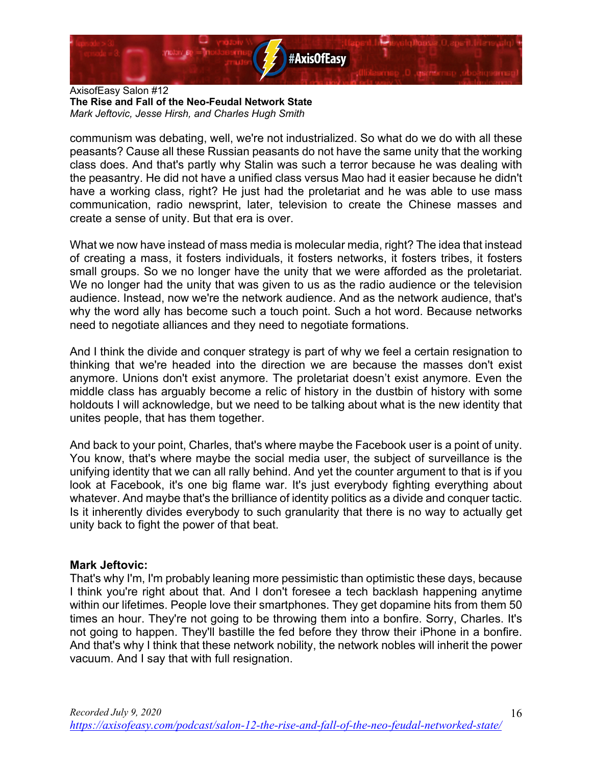communism was debating, well, we're not industrialized. So what do we do with all these peasants? Cause all these Russian peasants do not have the same unity that the working class does. And that's partly why Stalin was such a terror because he was dealing with the peasantry. He did not have a unified class versus Mao had it easier because he didn't have a working class, right? He just had the proletariat and he was able to use mass communication, radio newsprint, later, television to create the Chinese masses and create a sense of unity. But that era is over.

What we now have instead of mass media is molecular media, right? The idea that instead of creating a mass, it fosters individuals, it fosters networks, it fosters tribes, it fosters small groups. So we no longer have the unity that we were afforded as the proletariat. We no longer had the unity that was given to us as the radio audience or the television audience. Instead, now we're the network audience. And as the network audience, that's why the word ally has become such a touch point. Such a hot word. Because networks need to negotiate alliances and they need to negotiate formations.

And I think the divide and conquer strategy is part of why we feel a certain resignation to thinking that we're headed into the direction we are because the masses don't exist anymore. Unions don't exist anymore. The proletariat doesn't exist anymore. Even the middle class has arguably become a relic of history in the dustbin of history with some holdouts I will acknowledge, but we need to be talking about what is the new identity that unites people, that has them together.

And back to your point, Charles, that's where maybe the Facebook user is a point of unity. You know, that's where maybe the social media user, the subject of surveillance is the unifying identity that we can all rally behind. And yet the counter argument to that is if you look at Facebook, it's one big flame war. It's just everybody fighting everything about whatever. And maybe that's the brilliance of identity politics as a divide and conquer tactic. Is it inherently divides everybody to such granularity that there is no way to actually get unity back to fight the power of that beat.

**Mark Jeftovic:**
That's why I'm, I'm probably leaning more pessimistic than optimistic these days, because I think you're right about that. And I don't foresee a tech backlash happening anytime within our lifetimes. People love their smartphones. They get dopamine hits from them 50 times an hour. They're not going to be throwing them into a bonfire. Sorry, Charles. It's not going to happen. They'll bastille the fed before they throw their iPhone in a bonfire. And that's why I think that these network nobility, the network nobles will inherit the power vacuum. And I say that with full resignation.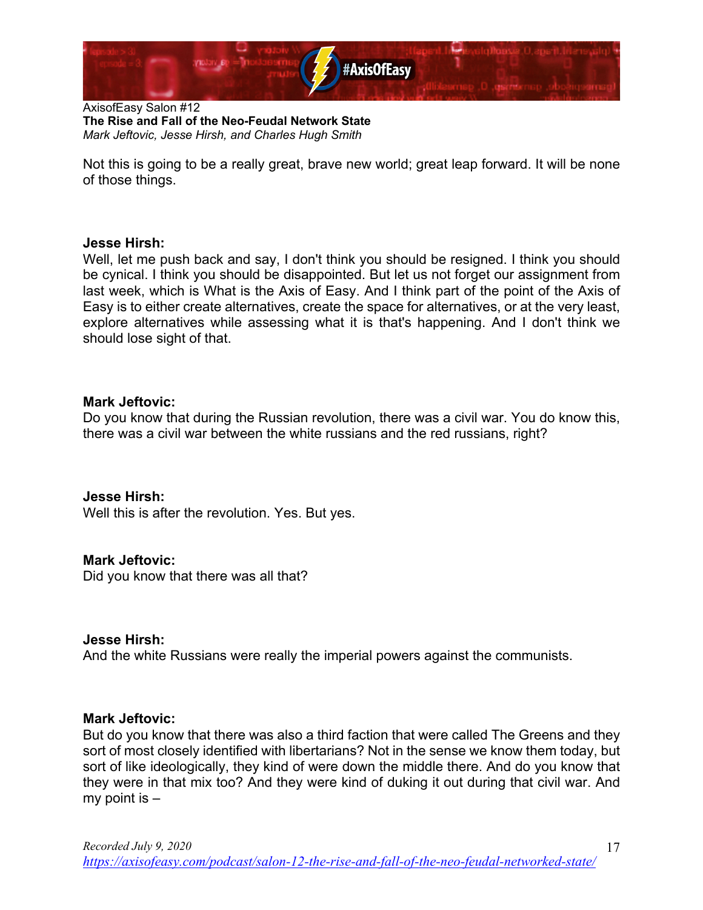Not this is going to be a really great, brave new world; great leap forward. It will be none of those things.

**Jesse Hirsh:**
Well, let me push back and say, I don't think you should be resigned. I think you should be cynical. I think you should be disappointed. But let us not forget our assignment from last week, which is What is the Axis of Easy. And I think part of the point of the Axis of Easy is to either create alternatives, create the space for alternatives, or at the very least, explore alternatives while assessing what it is that's happening. And I don't think we should lose sight of that.

**Mark Jeftovic:**
Do you know that during the Russian revolution, there was a civil war. You do know this, there was a civil war between the white russians and the red russians, right?

**Jesse Hirsh:**
Well this is after the revolution. Yes. But yes.

**Mark Jeftovic:**
Did you know that there was all that?

**Jesse Hirsh:**
And the white Russians were really the imperial powers against the communists.

**Mark Jeftovic:**
But do you know that there was also a third faction that were called The Greens and they sort of most closely identified with libertarians? Not in the sense we know them today, but sort of like ideologically, they kind of were down the middle there. And do you know that they were in that mix too? And they were kind of duking it out during that civil war. And my point is –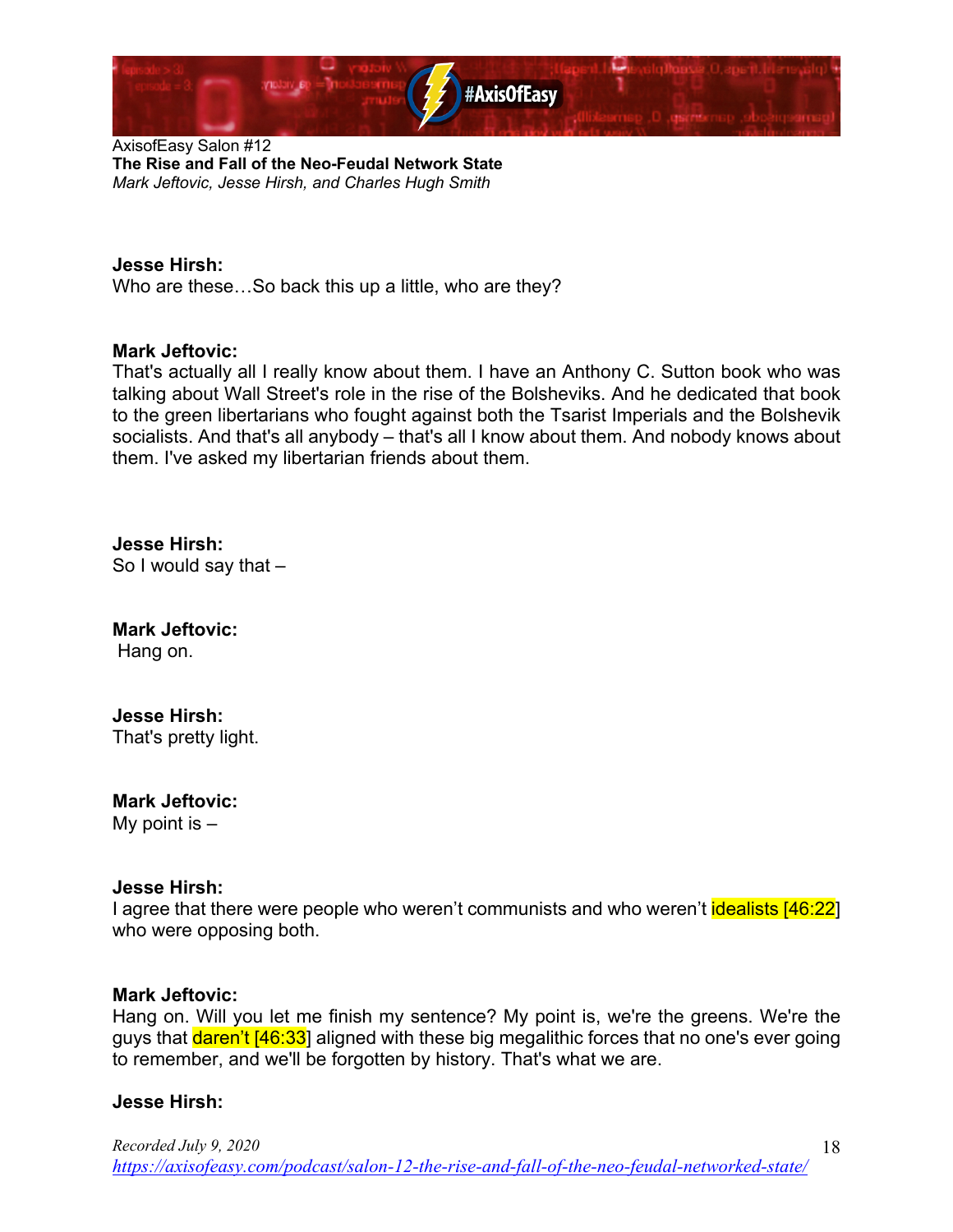**Jesse Hirsh:**
Who are these…So back this up a little, who are they?

**Mark Jeftovic:**
That's actually all I really know about them. I have an Anthony C. Sutton book who was talking about Wall Street's role in the rise of the Bolsheviks. And he dedicated that book to the green libertarians who fought against both the Tsarist Imperials and the Bolshevik socialists. And that's all anybody – that's all I know about them. And nobody knows about them. I've asked my libertarian friends about them.

**Jesse Hirsh:**
So I would say that –

**Mark Jeftovic:**
Hang on.

**Jesse Hirsh:**
That's pretty light.

**Mark Jeftovic:**
My point is –

**Jesse Hirsh:**
I agree that there were people who weren't communists and who weren't idealists [46:22] who were opposing both.

**Mark Jeftovic:**
Hang on. Will you let me finish my sentence? My point is, we're the greens. We're the guys that daren't [46:33] aligned with these big megalithic forces that no one's ever going to remember, and we'll be forgotten by history. That's what we are.

**Jesse Hirsh:**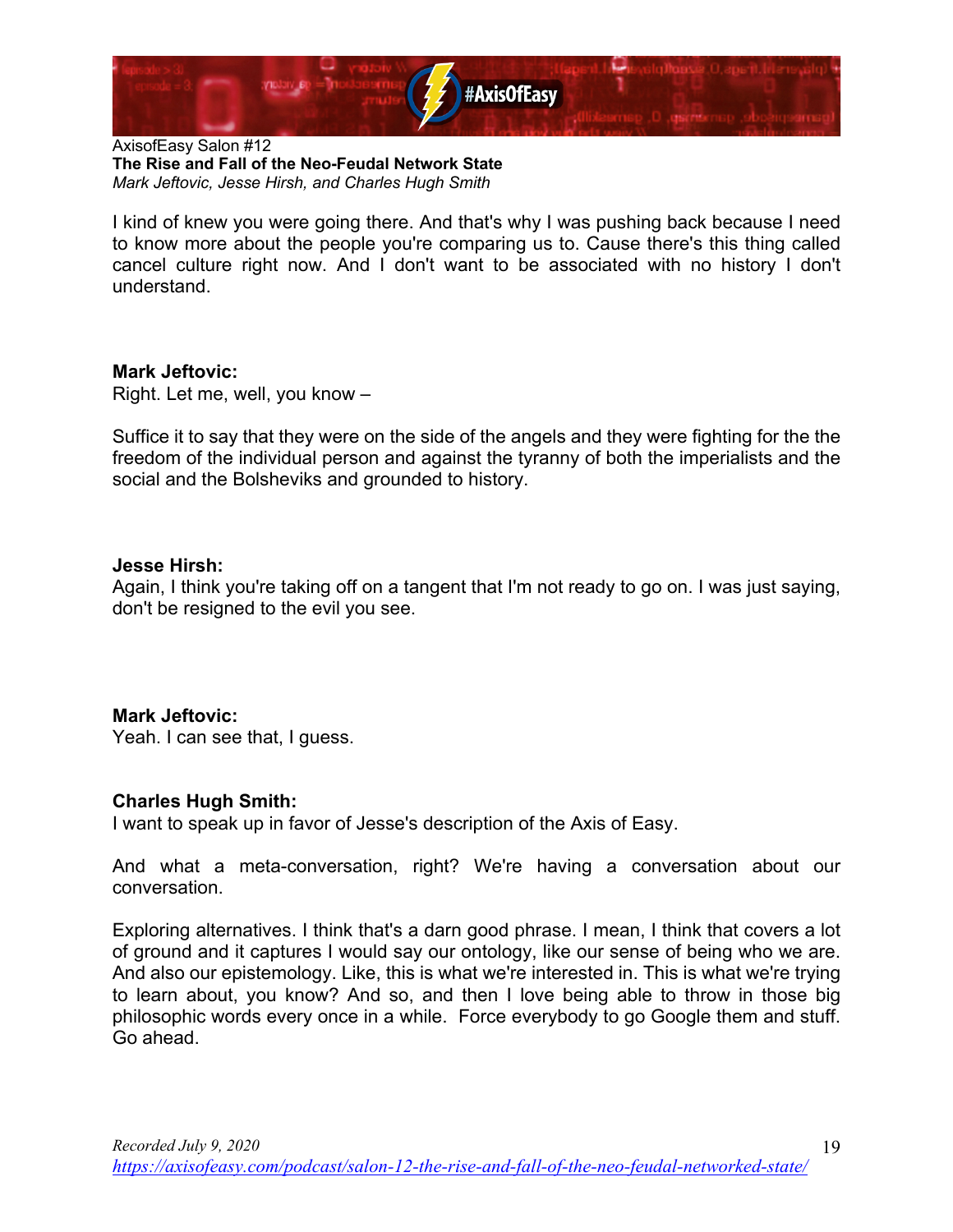I kind of knew you were going there. And that's why I was pushing back because I need to know more about the people you're comparing us to. Cause there's this thing called cancel culture right now. And I don't want to be associated with no history I don't understand.

**Mark Jeftovic:**
Right. Let me, well, you know –

Suffice it to say that they were on the side of the angels and they were fighting for the the freedom of the individual person and against the tyranny of both the imperialists and the social and the Bolsheviks and grounded to history.

**Jesse Hirsh:**
Again, I think you're taking off on a tangent that I'm not ready to go on. I was just saying, don't be resigned to the evil you see.

**Mark Jeftovic:**
Yeah. I can see that, I guess.

**Charles Hugh Smith:**
I want to speak up in favor of Jesse's description of the Axis of Easy.

And what a meta-conversation, right? We're having a conversation about our conversation.

Exploring alternatives. I think that's a darn good phrase. I mean, I think that covers a lot of ground and it captures I would say our ontology, like our sense of being who we are. And also our epistemology. Like, this is what we're interested in. This is what we're trying to learn about, you know? And so, and then I love being able to throw in those big philosophic words every once in a while. Force everybody to go Google them and stuff. Go ahead.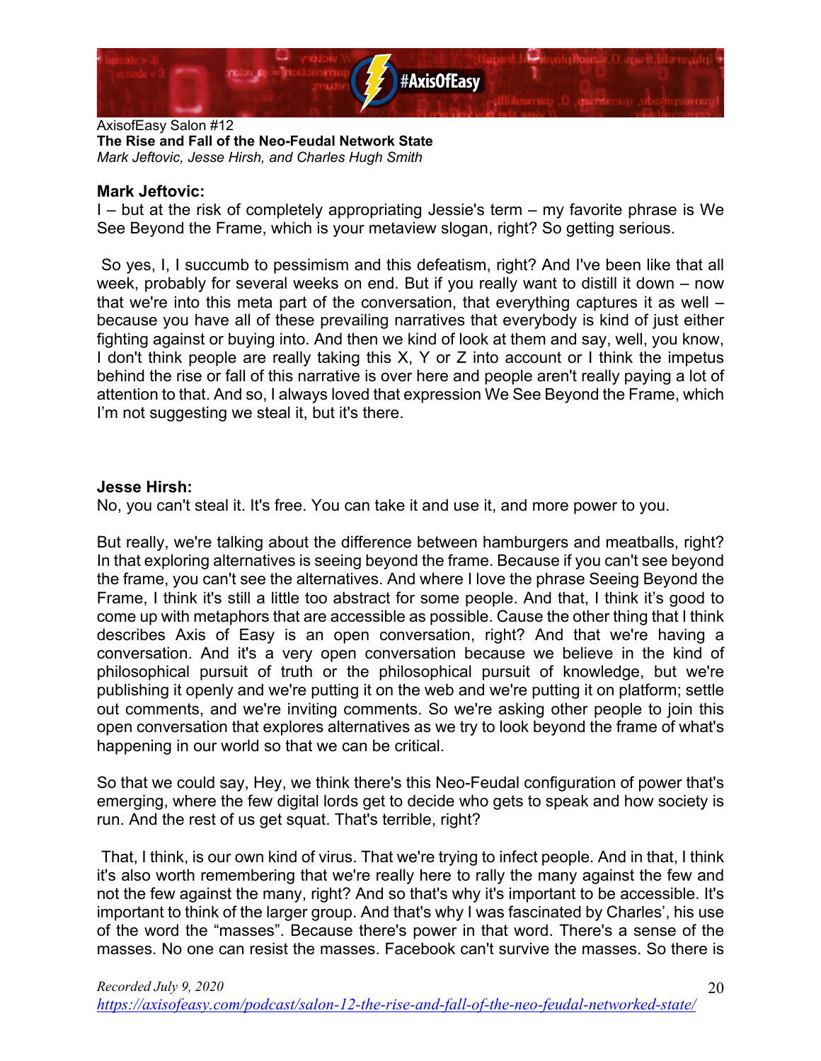**Mark Jeftovic:**

I – but at the risk of completely appropriating Jessie's term – my favorite phrase is We See Beyond the Frame, which is your metaview slogan, right? So getting serious.

So yes, I, I succumb to pessimism and this defeatism, right? And I've been like that all week, probably for several weeks on end. But if you really want to distill it down – now that we're into this meta part of the conversation, that everything captures it as well – because you have all of these prevailing narratives that everybody is kind of just either fighting against or buying into. And then we kind of look at them and say, well, you know, I don't think people are really taking this X, Y or Z into account or I think the impetus behind the rise or fall of this narrative is over here and people aren't really paying a lot of attention to that. And so, I always loved that expression We See Beyond the Frame, which I'm not suggesting we steal it, but it's there.

**Jesse Hirsh:**

No, you can't steal it. It's free. You can take it and use it, and more power to you.

But really, we're talking about the difference between hamburgers and meatballs, right? In that exploring alternatives is seeing beyond the frame. Because if you can't see beyond the frame, you can't see the alternatives. And where I love the phrase Seeing Beyond the Frame, I think it's still a little too abstract for some people. And that, I think it's good to come up with metaphors that are accessible as possible. Cause the other thing that I think describes Axis of Easy is an open conversation, right? And that we're having a conversation. And it's a very open conversation because we believe in the kind of philosophical pursuit of truth or the philosophical pursuit of knowledge, but we're publishing it openly and we're putting it on the web and we're putting it on platform; settle out comments, and we're inviting comments. So we're asking other people to join this open conversation that explores alternatives as we try to look beyond the frame of what's happening in our world so that we can be critical.

So that we could say, Hey, we think there's this Neo-Feudal configuration of power that's emerging, where the few digital lords get to decide who gets to speak and how society is run. And the rest of us get squat. That's terrible, right?

That, I think, is our own kind of virus. That we're trying to infect people. And in that, I think it's also worth remembering that we're really here to rally the many against the few and not the few against the many, right? And so that's why it's important to be accessible. It's important to think of the larger group. And that's why I was fascinated by Charles', his use of the word the "masses". Because there's power in that word. There's a sense of the masses. No one can resist the masses. Facebook can't survive the masses. So there is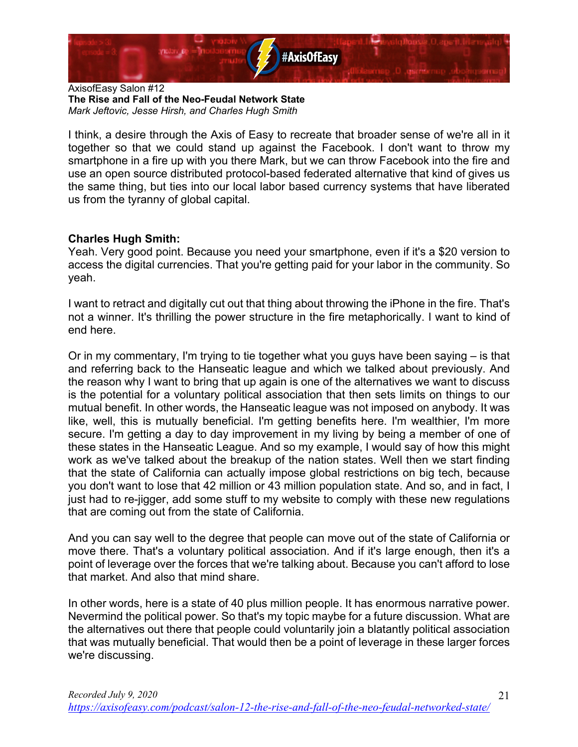I think, a desire through the Axis of Easy to recreate that broader sense of we're all in it together so that we could stand up against the Facebook. I don't want to throw my smartphone in a fire up with you there Mark, but we can throw Facebook into the fire and use an open source distributed protocol-based federated alternative that kind of gives us the same thing, but ties into our local labor based currency systems that have liberated us from the tyranny of global capital.

**Charles Hugh Smith:**
Yeah. Very good point. Because you need your smartphone, even if it's a $20 version to access the digital currencies. That you're getting paid for your labor in the community. So yeah.

I want to retract and digitally cut out that thing about throwing the iPhone in the fire. That's not a winner. It's thrilling the power structure in the fire metaphorically. I want to kind of end here.

Or in my commentary, I'm trying to tie together what you guys have been saying – is that and referring back to the Hanseatic league and which we talked about previously. And the reason why I want to bring that up again is one of the alternatives we want to discuss is the potential for a voluntary political association that then sets limits on things to our mutual benefit. In other words, the Hanseatic league was not imposed on anybody. It was like, well, this is mutually beneficial. I'm getting benefits here. I'm wealthier, I'm more secure. I'm getting a day to day improvement in my living by being a member of one of these states in the Hanseatic League. And so my example, I would say of how this might work as we've talked about the breakup of the nation states. Well then we start finding that the state of California can actually impose global restrictions on big tech, because you don't want to lose that 42 million or 43 million population state. And so, and in fact, I just had to re-jigger, add some stuff to my website to comply with these new regulations that are coming out from the state of California.

And you can say well to the degree that people can move out of the state of California or move there. That's a voluntary political association. And if it's large enough, then it's a point of leverage over the forces that we're talking about. Because you can't afford to lose that market. And also that mind share.

In other words, here is a state of 40 plus million people. It has enormous narrative power. Nevermind the political power. So that's my topic maybe for a future discussion. What are the alternatives out there that people could voluntarily join a blatantly political association that was mutually beneficial. That would then be a point of leverage in these larger forces we're discussing.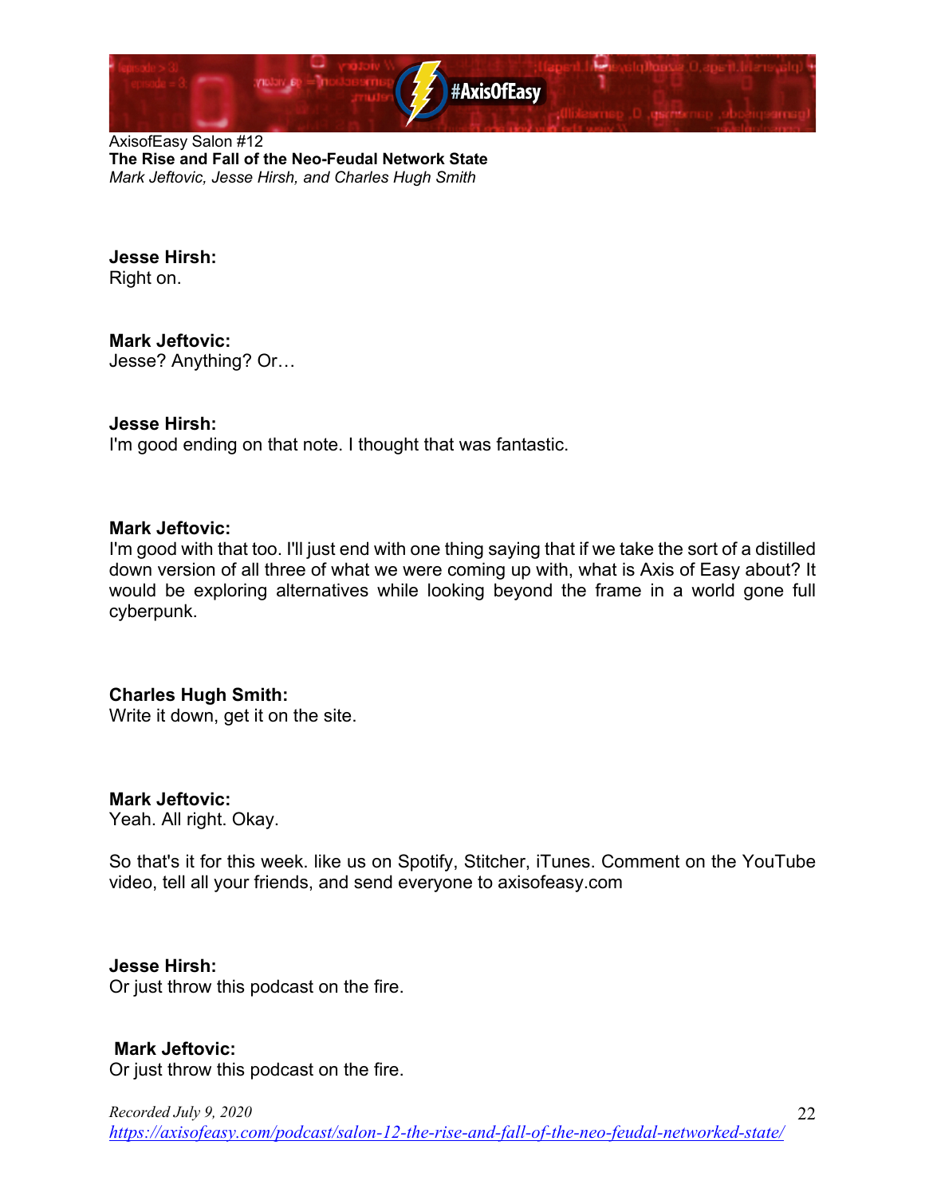**Jesse Hirsh:**
Right on.

**Mark Jeftovic:**
Jesse? Anything? Or…

**Jesse Hirsh:**
I'm good ending on that note. I thought that was fantastic.

**Mark Jeftovic:**
I'm good with that too. I'll just end with one thing saying that if we take the sort of a distilled down version of all three of what we were coming up with, what is Axis of Easy about? It would be exploring alternatives while looking beyond the frame in a world gone full cyberpunk.

**Charles Hugh Smith:**
Write it down, get it on the site.

**Mark Jeftovic:**
Yeah. All right. Okay.

So that's it for this week. like us on Spotify, Stitcher, iTunes. Comment on the YouTube video, tell all your friends, and send everyone to axisofeasy.com

**Jesse Hirsh:**
Or just throw this podcast on the fire.

**Mark Jeftovic:**
Or just throw this podcast on the fire.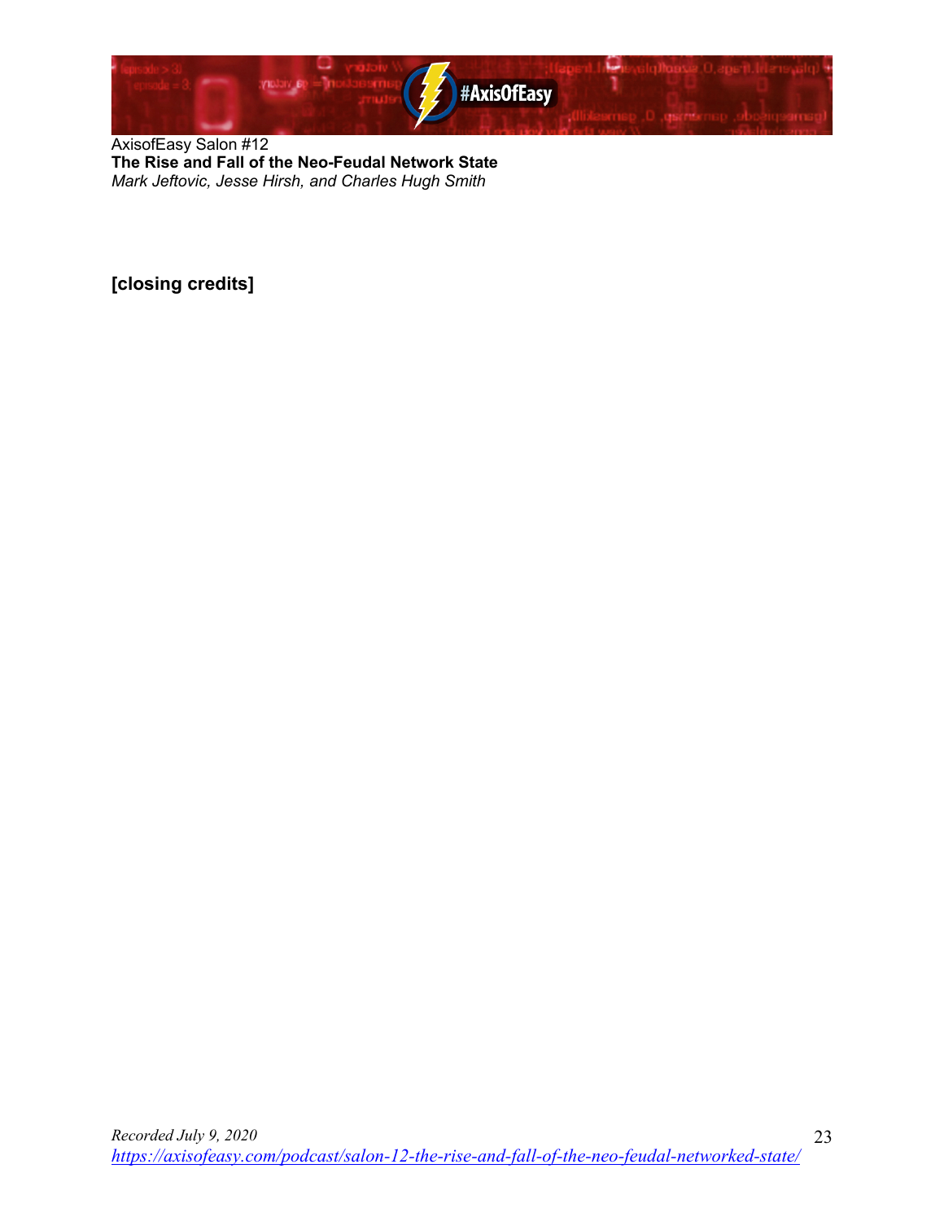**[closing credits]**